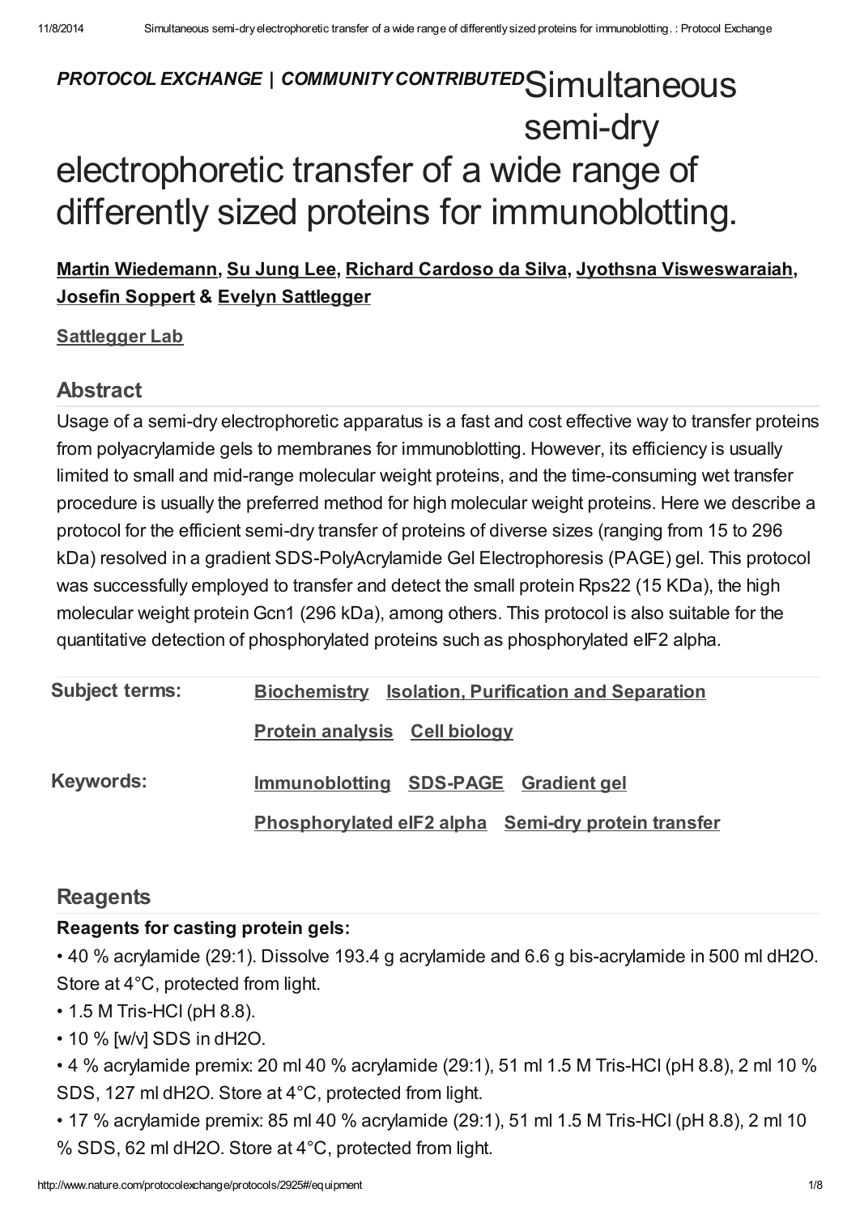**PROTOCOL EXCHANGE | COMMUNITY CONTRIBUTED**

# Simultaneous semi-dry electrophoretic transfer of a wide range of differently sized proteins for immunoblotting.

**Martin Wiedemann, Su Jung Lee, Richard Cardoso da Silva, Jyothsna Visweswaraiah, Josefin Soppert & Evelyn Sattlegger**

**Sattlegger Lab**

## Abstract

Usage of a semi-dry electrophoretic apparatus is a fast and cost effective way to transfer proteins from polyacrylamide gels to membranes for immunoblotting. However, its efficiency is usually limited to small and mid-range molecular weight proteins, and the time-consuming wet transfer procedure is usually the preferred method for high molecular weight proteins. Here we describe a protocol for the efficient semi-dry transfer of proteins of diverse sizes (ranging from 15 to 296 kDa) resolved in a gradient SDS-PolyAcrylamide Gel Electrophoresis (PAGE) gel. This protocol was successfully employed to transfer and detect the small protein Rps22 (15 KDa), the high molecular weight protein Gcn1 (296 kDa), among others. This protocol is also suitable for the quantitative detection of phosphorylated proteins such as phosphorylated eIF2 alpha.

**Subject terms:** Biochemistry, Isolation, Purification and Separation, Protein analysis, Cell biology

**Keywords:** Immunoblotting, SDS-PAGE, Gradient gel, Phosphorylated eIF2 alpha, Semi-dry protein transfer

## Reagents

**Reagents for casting protein gels:**

- 40 % acrylamide (29:1). Dissolve 193.4 g acrylamide and 6.6 g bis-acrylamide in 500 ml dH2O. Store at 4°C, protected from light.
- 1.5 M Tris-HCl (pH 8.8).
- 10 % [w/v] SDS in dH2O.
- 4 % acrylamide premix: 20 ml 40 % acrylamide (29:1), 51 ml 1.5 M Tris-HCl (pH 8.8), 2 ml 10 % SDS, 127 ml dH2O. Store at 4°C, protected from light.
- 17 % acrylamide premix: 85 ml 40 % acrylamide (29:1), 51 ml 1.5 M Tris-HCl (pH 8.8), 2 ml 10 % SDS, 62 ml dH2O. Store at 4°C, protected from light.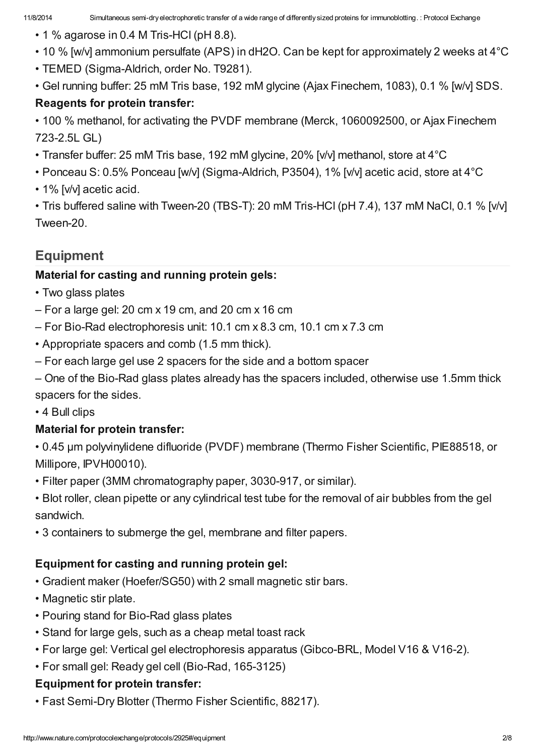- 1 % agarose in 0.4 M Tris-HCl (pH 8.8).
- 10 % [w/v] ammonium persulfate (APS) in dH2O. Can be kept for approximately 2 weeks at 4°C
- TEMED (Sigma-Aldrich, order No. T9281).
- Gel running buffer: 25 mM Tris base, 192 mM glycine (Ajax Finechem, 1083), 0.1 % [w/v] SDS.

**Reagents for protein transfer:**

- 100 % methanol, for activating the PVDF membrane (Merck, 1060092500, or Ajax Finechem 723-2.5L GL)
- Transfer buffer: 25 mM Tris base, 192 mM glycine, 20% [v/v] methanol, store at 4°C
- Ponceau S: 0.5% Ponceau [w/v] (Sigma-Aldrich, P3504), 1% [v/v] acetic acid, store at 4°C
- 1% [v/v] acetic acid.
- Tris buffered saline with Tween-20 (TBS-T): 20 mM Tris-HCl (pH 7.4), 137 mM NaCl, 0.1 % [v/v] Tween-20.

## Equipment

**Material for casting and running protein gels:**

- Two glass plates
  - For a large gel: 20 cm x 19 cm, and 20 cm x 16 cm
  - For Bio-Rad electrophoresis unit: 10.1 cm x 8.3 cm, 10.1 cm x 7.3 cm
- Appropriate spacers and comb (1.5 mm thick).
  - For each large gel use 2 spacers for the side and a bottom spacer
  - One of the Bio-Rad glass plates already has the spacers included, otherwise use 1.5mm thick spacers for the sides.
- 4 Bull clips

**Material for protein transfer:**

- 0.45 µm polyvinylidene difluoride (PVDF) membrane (Thermo Fisher Scientific, PIE88518, or Millipore, IPVH00010).
- Filter paper (3MM chromatography paper, 3030-917, or similar).
- Blot roller, clean pipette or any cylindrical test tube for the removal of air bubbles from the gel sandwich.
- 3 containers to submerge the gel, membrane and filter papers.

**Equipment for casting and running protein gel:**

- Gradient maker (Hoefer/SG50) with 2 small magnetic stir bars.
- Magnetic stir plate.
- Pouring stand for Bio-Rad glass plates
- Stand for large gels, such as a cheap metal toast rack
- For large gel: Vertical gel electrophoresis apparatus (Gibco-BRL, Model V16 & V16-2).
- For small gel: Ready gel cell (Bio-Rad, 165-3125)

**Equipment for protein transfer:**

- Fast Semi-Dry Blotter (Thermo Fisher Scientific, 88217).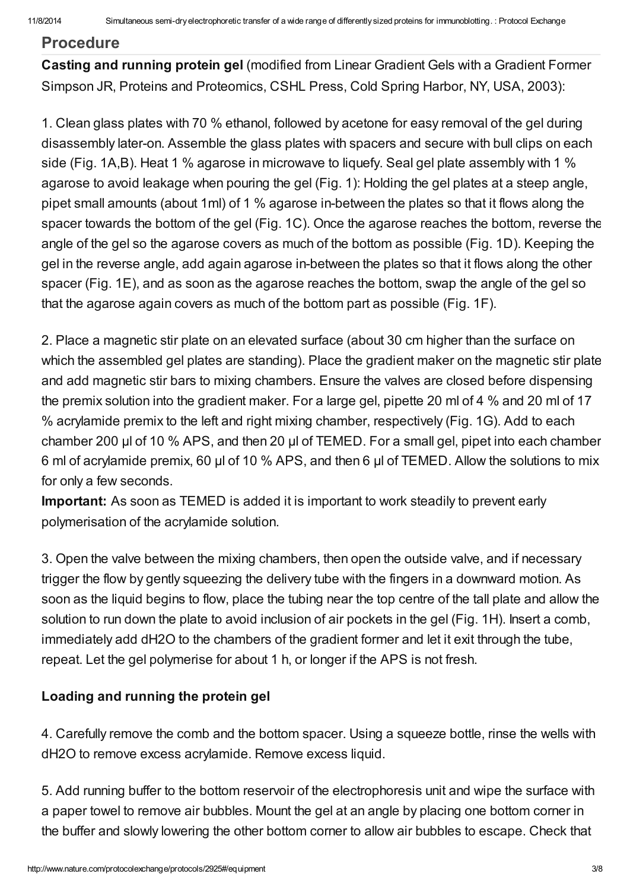## Procedure

**Casting and running protein gel** (modified from Linear Gradient Gels with a Gradient Former Simpson JR, Proteins and Proteomics, CSHL Press, Cold Spring Harbor, NY, USA, 2003):

1. Clean glass plates with 70 % ethanol, followed by acetone for easy removal of the gel during disassembly later-on. Assemble the glass plates with spacers and secure with bull clips on each side (Fig. 1A,B). Heat 1 % agarose in microwave to liquefy. Seal gel plate assembly with 1 % agarose to avoid leakage when pouring the gel (Fig. 1): Holding the gel plates at a steep angle, pipet small amounts (about 1ml) of 1 % agarose in-between the plates so that it flows along the spacer towards the bottom of the gel (Fig. 1C). Once the agarose reaches the bottom, reverse the angle of the gel so the agarose covers as much of the bottom as possible (Fig. 1D). Keeping the gel in the reverse angle, add again agarose in-between the plates so that it flows along the other spacer (Fig. 1E), and as soon as the agarose reaches the bottom, swap the angle of the gel so that the agarose again covers as much of the bottom part as possible (Fig. 1F).

2. Place a magnetic stir plate on an elevated surface (about 30 cm higher than the surface on which the assembled gel plates are standing). Place the gradient maker on the magnetic stir plate and add magnetic stir bars to mixing chambers. Ensure the valves are closed before dispensing the premix solution into the gradient maker. For a large gel, pipette 20 ml of 4 % and 20 ml of 17 % acrylamide premix to the left and right mixing chamber, respectively (Fig. 1G). Add to each chamber 200 µl of 10 % APS, and then 20 µl of TEMED. For a small gel, pipet into each chamber 6 ml of acrylamide premix, 60 µl of 10 % APS, and then 6 µl of TEMED. Allow the solutions to mix for only a few seconds.

**Important:** As soon as TEMED is added it is important to work steadily to prevent early polymerisation of the acrylamide solution.

3. Open the valve between the mixing chambers, then open the outside valve, and if necessary trigger the flow by gently squeezing the delivery tube with the fingers in a downward motion. As soon as the liquid begins to flow, place the tubing near the top centre of the tall plate and allow the solution to run down the plate to avoid inclusion of air pockets in the gel (Fig. 1H). Insert a comb, immediately add dH2O to the chambers of the gradient former and let it exit through the tube, repeat. Let the gel polymerise for about 1 h, or longer if the APS is not fresh.

**Loading and running the protein gel**

4. Carefully remove the comb and the bottom spacer. Using a squeeze bottle, rinse the wells with dH2O to remove excess acrylamide. Remove excess liquid.

5. Add running buffer to the bottom reservoir of the electrophoresis unit and wipe the surface with a paper towel to remove air bubbles. Mount the gel at an angle by placing one bottom corner in the buffer and slowly lowering the other bottom corner to allow air bubbles to escape. Check that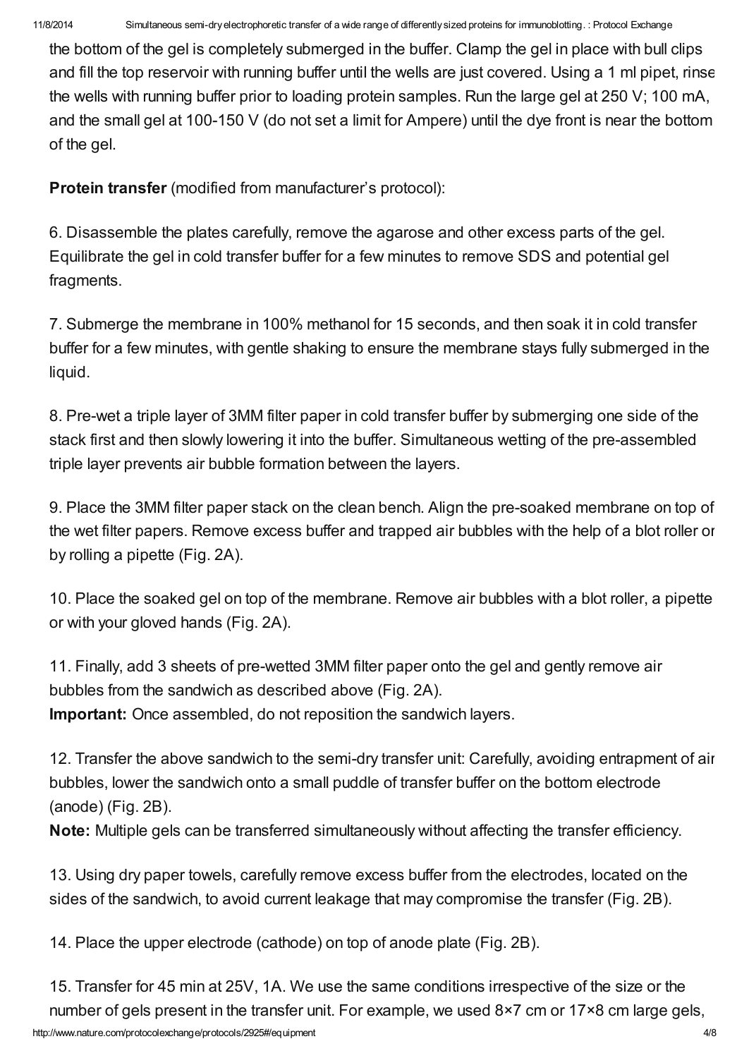the bottom of the gel is completely submerged in the buffer. Clamp the gel in place with bull clips and fill the top reservoir with running buffer until the wells are just covered. Using a 1 ml pipet, rinse the wells with running buffer prior to loading protein samples. Run the large gel at 250 V; 100 mA, and the small gel at 100-150 V (do not set a limit for Ampere) until the dye front is near the bottom of the gel.

**Protein transfer** (modified from manufacturer's protocol):

6. Disassemble the plates carefully, remove the agarose and other excess parts of the gel. Equilibrate the gel in cold transfer buffer for a few minutes to remove SDS and potential gel fragments.

7. Submerge the membrane in 100% methanol for 15 seconds, and then soak it in cold transfer buffer for a few minutes, with gentle shaking to ensure the membrane stays fully submerged in the liquid.

8. Pre-wet a triple layer of 3MM filter paper in cold transfer buffer by submerging one side of the stack first and then slowly lowering it into the buffer. Simultaneous wetting of the pre-assembled triple layer prevents air bubble formation between the layers.

9. Place the 3MM filter paper stack on the clean bench. Align the pre-soaked membrane on top of the wet filter papers. Remove excess buffer and trapped air bubbles with the help of a blot roller or by rolling a pipette (Fig. 2A).

10. Place the soaked gel on top of the membrane. Remove air bubbles with a blot roller, a pipette or with your gloved hands (Fig. 2A).

11. Finally, add 3 sheets of pre-wetted 3MM filter paper onto the gel and gently remove air bubbles from the sandwich as described above (Fig. 2A).
**Important:** Once assembled, do not reposition the sandwich layers.

12. Transfer the above sandwich to the semi-dry transfer unit: Carefully, avoiding entrapment of air bubbles, lower the sandwich onto a small puddle of transfer buffer on the bottom electrode (anode) (Fig. 2B).
**Note:** Multiple gels can be transferred simultaneously without affecting the transfer efficiency.

13. Using dry paper towels, carefully remove excess buffer from the electrodes, located on the sides of the sandwich, to avoid current leakage that may compromise the transfer (Fig. 2B).

14. Place the upper electrode (cathode) on top of anode plate (Fig. 2B).

15. Transfer for 45 min at 25V, 1A. We use the same conditions irrespective of the size or the number of gels present in the transfer unit. For example, we used 8×7 cm or 17×8 cm large gels,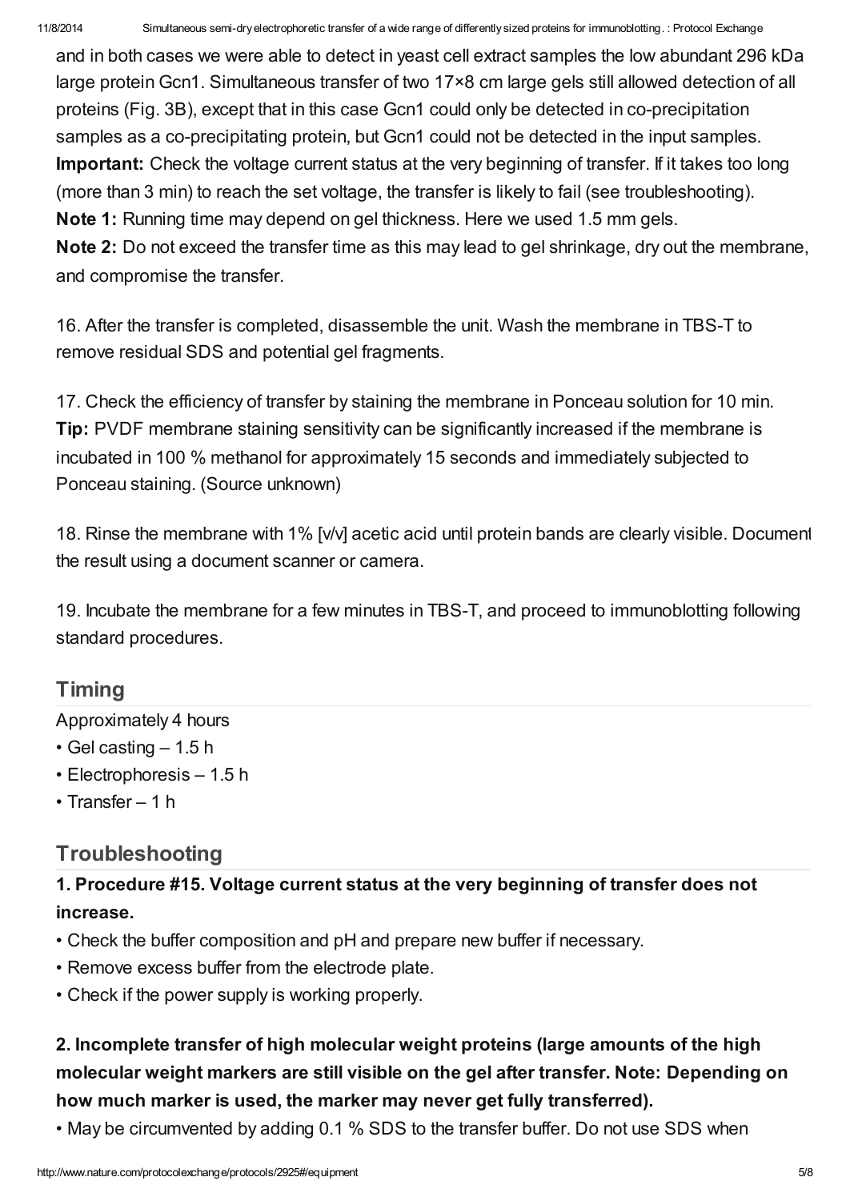and in both cases we were able to detect in yeast cell extract samples the low abundant 296 kDa large protein Gcn1. Simultaneous transfer of two 17×8 cm large gels still allowed detection of all proteins (Fig. 3B), except that in this case Gcn1 could only be detected in co-precipitation samples as a co-precipitating protein, but Gcn1 could not be detected in the input samples.
**Important:** Check the voltage current status at the very beginning of transfer. If it takes too long (more than 3 min) to reach the set voltage, the transfer is likely to fail (see troubleshooting).
**Note 1:** Running time may depend on gel thickness. Here we used 1.5 mm gels.
**Note 2:** Do not exceed the transfer time as this may lead to gel shrinkage, dry out the membrane, and compromise the transfer.

16. After the transfer is completed, disassemble the unit. Wash the membrane in TBS-T to remove residual SDS and potential gel fragments.

17. Check the efficiency of transfer by staining the membrane in Ponceau solution for 10 min.
**Tip:** PVDF membrane staining sensitivity can be significantly increased if the membrane is incubated in 100 % methanol for approximately 15 seconds and immediately subjected to Ponceau staining. (Source unknown)

18. Rinse the membrane with 1% [v/v] acetic acid until protein bands are clearly visible. Document the result using a document scanner or camera.

19. Incubate the membrane for a few minutes in TBS-T, and proceed to immunoblotting following standard procedures.

## Timing

Approximately 4 hours

- Gel casting – 1.5 h
- Electrophoresis – 1.5 h
- Transfer – 1 h

## Troubleshooting

### 1. Procedure #15. Voltage current status at the very beginning of transfer does not increase.

- Check the buffer composition and pH and prepare new buffer if necessary.
- Remove excess buffer from the electrode plate.
- Check if the power supply is working properly.

### 2. Incomplete transfer of high molecular weight proteins (large amounts of the high molecular weight markers are still visible on the gel after transfer. Note: Depending on how much marker is used, the marker may never get fully transferred).

- May be circumvented by adding 0.1 % SDS to the transfer buffer. Do not use SDS when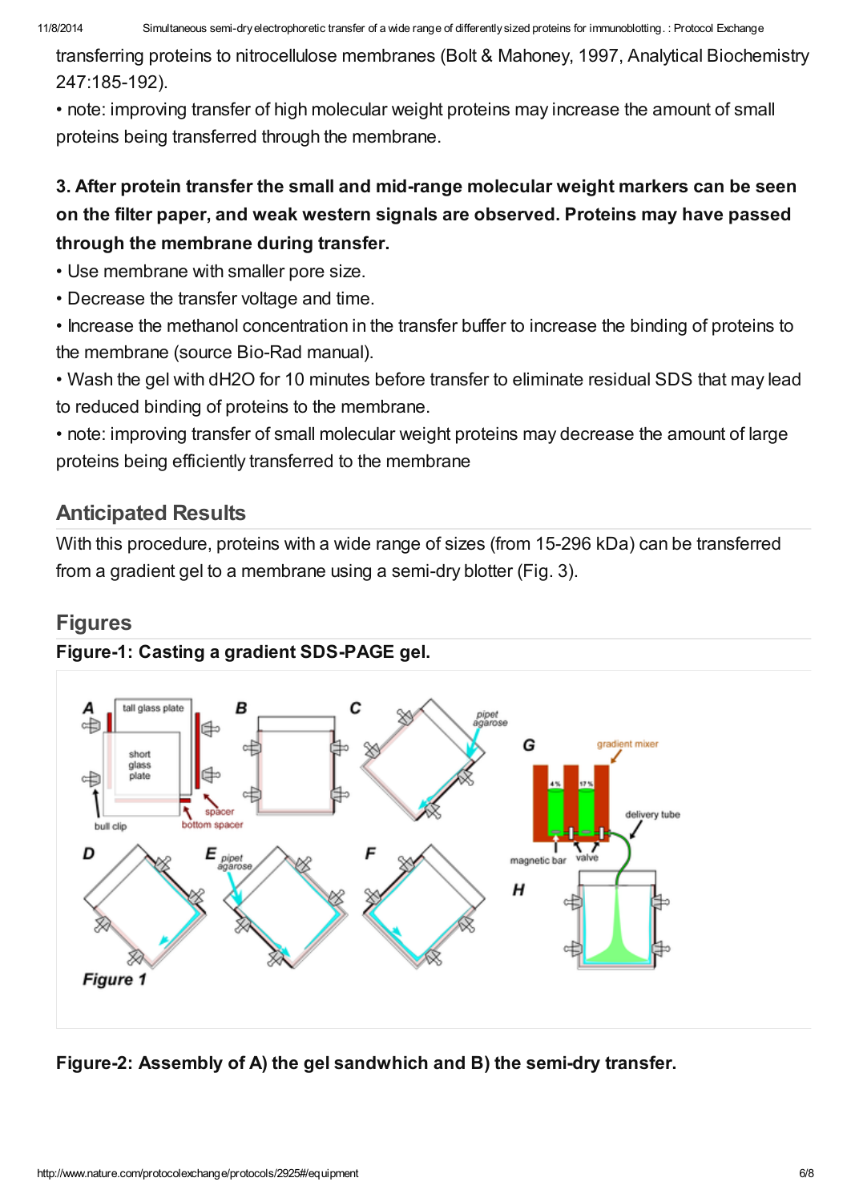transferring proteins to nitrocellulose membranes (Bolt & Mahoney, 1997, Analytical Biochemistry 247:185-192).

• note: improving transfer of high molecular weight proteins may increase the amount of small proteins being transferred through the membrane.

**3. After protein transfer the small and mid-range molecular weight markers can be seen on the filter paper, and weak western signals are observed. Proteins may have passed through the membrane during transfer.**

• Use membrane with smaller pore size.

• Decrease the transfer voltage and time.

• Increase the methanol concentration in the transfer buffer to increase the binding of proteins to the membrane (source Bio-Rad manual).

• Wash the gel with dH2O for 10 minutes before transfer to eliminate residual SDS that may lead to reduced binding of proteins to the membrane.

• note: improving transfer of small molecular weight proteins may decrease the amount of large proteins being efficiently transferred to the membrane

## Anticipated Results

With this procedure, proteins with a wide range of sizes (from 15-296 kDa) can be transferred from a gradient gel to a membrane using a semi-dry blotter (Fig. 3).

## Figures

**Figure-1: Casting a gradient SDS-PAGE gel.**

**Figure-2: Assembly of A) the gel sandwhich and B) the semi-dry transfer.**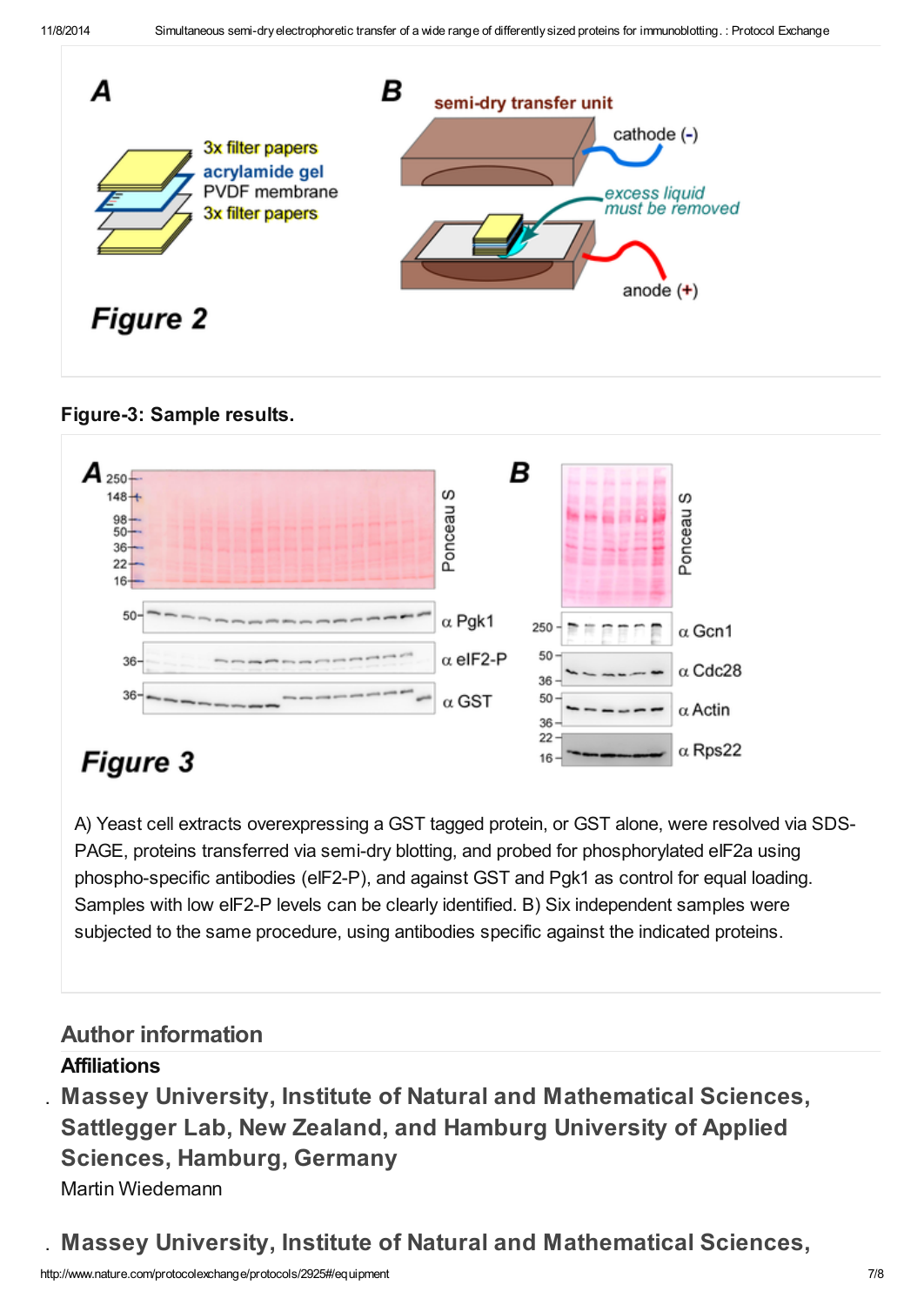**Figure-3: Sample results.**

A) Yeast cell extracts overexpressing a GST tagged protein, or GST alone, were resolved via SDS-PAGE, proteins transferred via semi-dry blotting, and probed for phosphorylated eIF2a using phospho-specific antibodies (eIF2-P), and against GST and Pgk1 as control for equal loading. Samples with low eIF2-P levels can be clearly identified. B) Six independent samples were subjected to the same procedure, using antibodies specific against the indicated proteins.

## Author information

### Affiliations

- **Massey University, Institute of Natural and Mathematical Sciences, Sattlegger Lab, New Zealand, and Hamburg University of Applied Sciences, Hamburg, Germany**

  Martin Wiedemann

- **Massey University, Institute of Natural and Mathematical Sciences,**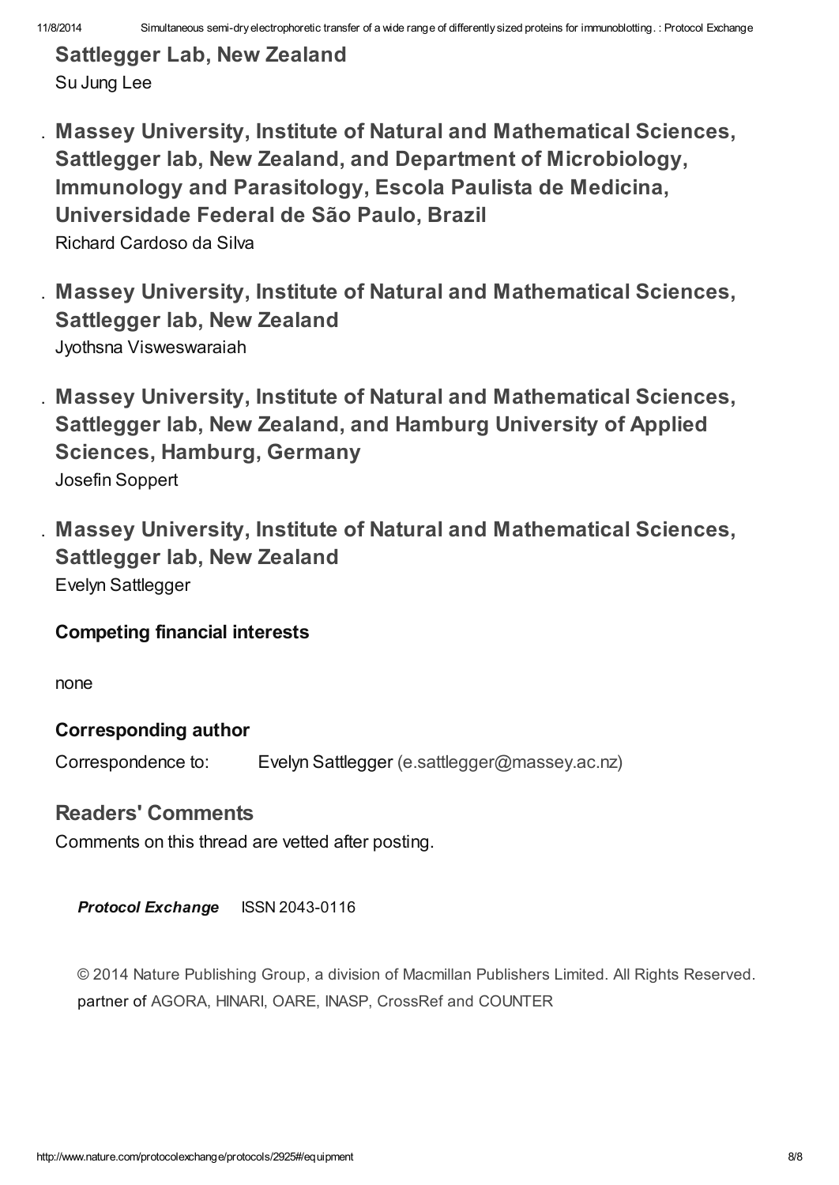**Sattlegger Lab, New Zealand**

Su Jung Lee

. **Massey University, Institute of Natural and Mathematical Sciences, Sattlegger lab, New Zealand, and Department of Microbiology, Immunology and Parasitology, Escola Paulista de Medicina, Universidade Federal de São Paulo, Brazil**

Richard Cardoso da Silva

. **Massey University, Institute of Natural and Mathematical Sciences, Sattlegger lab, New Zealand**

Jyothsna Visweswaraiah

. **Massey University, Institute of Natural and Mathematical Sciences, Sattlegger lab, New Zealand, and Hamburg University of Applied Sciences, Hamburg, Germany**

Josefin Soppert

. **Massey University, Institute of Natural and Mathematical Sciences, Sattlegger lab, New Zealand**

Evelyn Sattlegger

### Competing financial interests

none

### Corresponding author

Correspondence to: Evelyn Sattlegger (e.sattlegger@massey.ac.nz)

## Readers' Comments

Comments on this thread are vetted after posting.

***Protocol Exchange*** ISSN 2043-0116

© 2014 Nature Publishing Group, a division of Macmillan Publishers Limited. All Rights Reserved.
partner of AGORA, HINARI, OARE, INASP, CrossRef and COUNTER